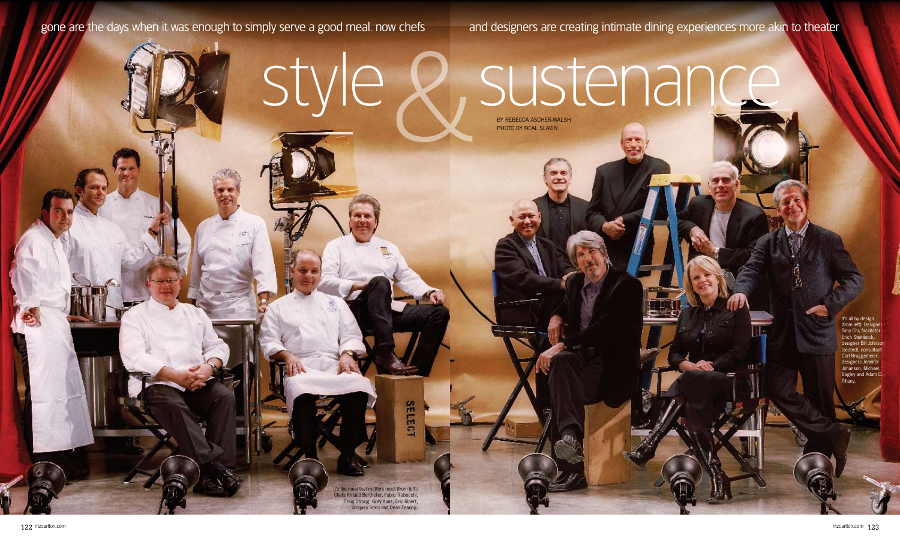gone are the days when it was enough to simply serve a good meal. now chefs and designers are creating intimate dining experiences more akin to theater

# style & sustenance

BY REBECCA ASCHER-WALSH
PHOTO BY NEAL SLAVIN

It's the meal that matters most (from left): Chefs Arnaud Berthelier, Fabio Trabocchi, Craig Strong, Gray Kunz, Eric Ripert, Jacques Sorci and Dean Fearing.

It's all by design (from left): Designer Tony Chi, facilitator Erich Steinbock, designer Bill Johnson (seated), consultant Carl Bruggemeier, designers Jennifer Johanson, Michael Bagley and Adam D. Tihany.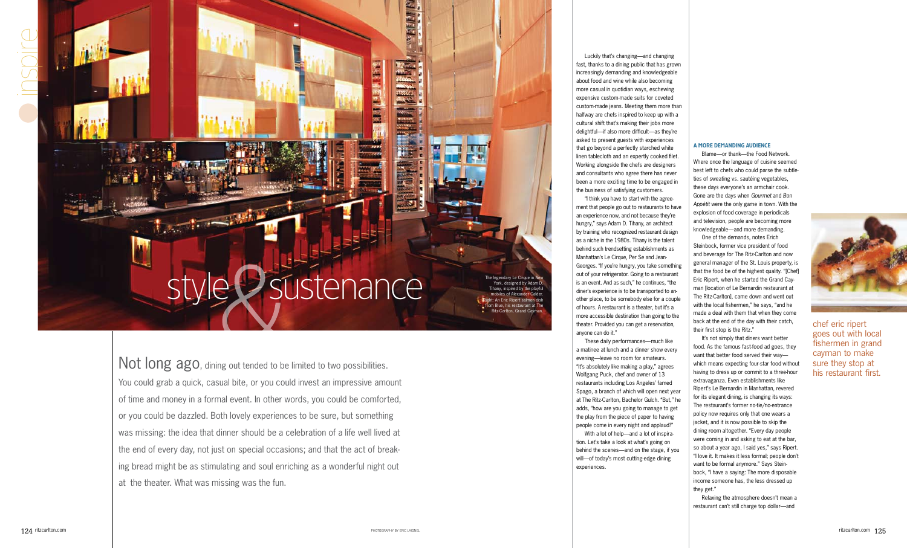# style & sustenance

The legendary Le Cirque in New York, designed by Adam D. Tihany, inspired by the playful mobiles of Alexander Calder. Right: An Eric Ripert salmon dish from Blue, his restaurant at The Ritz-Carlton, Grand Cayman.

Not long ago, dining out tended to be limited to two possibilities. You could grab a quick, casual bite, or you could invest an impressive amount of time and money in a formal event. In other words, you could be comforted, or you could be dazzled. Both lovely experiences to be sure, but something was missing: the idea that dinner should be a celebration of a life well lived at the end of every day, not just on special occasions; and that the act of breaking bread might be as stimulating and soul enriching as a wonderful night out at the theater. What was missing was the fun.

PHOTOGRAPHY BY ERIC LAIGNEL

Luckily that's changing—and changing fast, thanks to a dining public that has grown increasingly demanding and knowledgeable about food and wine while also becoming more casual in quotidian ways, eschewing expensive custom-made suits for coveted custom-made jeans. Meeting them more than halfway are chefs inspired to keep up with a cultural shift that's making their jobs more delightful—if also more difficult—as they're asked to present guests with experiences that go beyond a perfectly starched white linen tablecloth and an expertly cooked filet. Working alongside the chefs are designers and consultants who agree there has never been a more exciting time to be engaged in the business of satisfying customers.

"I think you have to start with the agreement that people go out to restaurants to have an experience now, and not because they're hungry," says Adam D. Tihany, an architect by training who recognized restaurant design as a niche in the 1980s. Tihany is the talent behind such trendsetting establishments as Manhattan's Le Cirque, Per Se and Jean-Georges. "If you're hungry, you take something out of your refrigerator. Going to a restaurant is an event. And as such," he continues, "the diner's experience is to be transported to another place, to be somebody else for a couple of hours. A restaurant is a theater, but it's a more accessible destination than going to the theater. Provided you can get a reservation, anyone can do it."

These daily performances—much like a matinee at lunch and a dinner show every evening—leave no room for amateurs. "It's absolutely like making a play," agrees Wolfgang Puck, chef and owner of 13 restaurants including Los Angeles' famed Spago, a branch of which will open next year at The Ritz-Carlton, Bachelor Gulch. "But," he adds, "how are you going to manage to get the play from the piece of paper to having people come in every night and applaud?"

With a lot of help—and a lot of inspiration. Let's take a look at what's going on behind the scenes—and on the stage, if you will—of today's most cutting-edge dining experiences.

### A MORE DEMANDING AUDIENCE

Blame—or thank—the Food Network. Where once the language of cuisine seemed best left to chefs who could parse the subtleties of sweating vs. sautéing vegetables, these days everyone's an armchair cook. Gone are the days when *Gourmet* and *Bon Appétit* were the only game in town. With the explosion of food coverage in periodicals and television, people are becoming more knowledgeable—and more demanding.

One of the demands, notes Erich Steinbock, former vice president of food and beverage for The Ritz-Carlton and now general manager of the St. Louis property, is that the food be of the highest quality. "[Chef] Eric Ripert, when he started the Grand Cayman [location of Le Bernardin restaurant at The Ritz-Carlton], came down and went out with the local fishermen," he says, "and he made a deal with them that when they come back at the end of the day with their catch, their first stop is the Ritz."

It's not simply that diners want better food. As the famous fast-food ad goes, they want that better food served their way—which means expecting four-star food without having to dress up or commit to a three-hour extravaganza. Even establishments like Ripert's Le Bernardin in Manhattan, revered for its elegant dining, is changing its ways: The restaurant's former no-tie/no-entrance policy now requires only that one wears a jacket, and it is now possible to skip the dining room altogether. "Every day people were coming in and asking to eat at the bar, so about a year ago, I said yes," says Ripert. "I love it. It makes it less formal; people don't want to be formal anymore." Says Steinbock, "I have a saying: The more disposable income someone has, the less dressed up they get."

Relaxing the atmosphere doesn't mean a restaurant can't still charge top dollar—and

chef eric ripert goes out with local fishermen in grand cayman to make sure they stop at his restaurant first.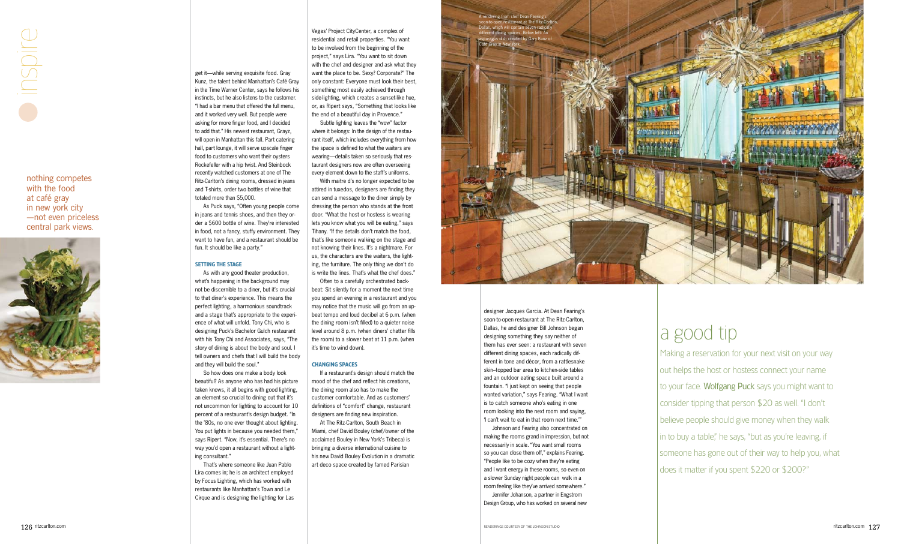nothing competes with the food at café gray in new york city —not even priceless central park views.

get it—while serving exquisite food. Gray Kunz, the talent behind Manhattan's Café Gray in the Time Warner Center, says he follows his instincts, but he also listens to the customer. "I had a bar menu that offered the full menu, and it worked very well. But people were asking for more finger food, and I decided to add that." His newest restaurant, Grayz, will open in Manhattan this fall. Part catering hall, part lounge, it will serve upscale finger food to customers who want their oysters Rockefeller with a hip twist. And Steinbock recently watched customers at one of The Ritz-Carlton's dining rooms, dressed in jeans and T-shirts, order two bottles of wine that totaled more than $5,000.

As Puck says, "Often young people come in jeans and tennis shoes, and then they order a $600 bottle of wine. They're interested in food, not a fancy, stuffy environment. They want to have fun, and a restaurant should be fun. It should be like a party."

## SETTING THE STAGE

As with any good theater production, what's happening in the background may not be discernible to a diner, but it's crucial to that diner's experience. This means the perfect lighting, a harmonious soundtrack and a stage that's appropriate to the experience of what will unfold. Tony Chi, who is designing Puck's Bachelor Gulch restaurant with his Tony Chi and Associates, says, "The story of dining is about the body and soul. I tell owners and chefs that I will build the body and they will build the soul."

So how does one make a body look beautiful? As anyone who has had his picture taken knows, it all begins with good lighting, an element so crucial to dining out that it's not uncommon for lighting to account for 10 percent of a restaurant's design budget. "In the '80s, no one ever thought about lighting. You put lights in because you needed them," says Ripert. "Now, it's essential. There's no way you'd open a restaurant without a lighting consultant."

That's where someone like Juan Pablo Lira comes in; he is an architect employed by Focus Lighting, which has worked with restaurants like Manhattan's Town and Le Cirque and is designing the lighting for Las Vegas' Project CityCenter, a complex of residential and retail properties. "You want to be involved from the beginning of the project," says Lira. "You want to sit down with the chef and designer and ask what they want the place to be. Sexy? Corporate?" The only constant: Everyone must look their best, something most easily achieved through side-lighting, which creates a sunset-like hue, or, as Ripert says, "Something that looks like the end of a beautiful day in Provence."

Subtle lighting leaves the "wow" factor where it belongs: In the design of the restaurant itself, which includes everything from how the space is defined to what the waiters are wearing—details taken so seriously that restaurant designers now are often overseeing every element down to the staff's uniforms.

With maitre d's no longer expected to be attired in tuxedos, designers are finding they can send a message to the diner simply by dressing the person who stands at the front door. "What the host or hostess is wearing lets you know what you will be eating," says Tihany. "If the details don't match the food, that's like someone walking on the stage and not knowing their lines. It's a nightmare. For us, the characters are the waiters, the lighting, the furniture. The only thing we don't do is write the lines. That's what the chef does."

Often to a carefully orchestrated backbeat: Sit silently for a moment the next time you spend an evening in a restaurant and you may notice that the music will go from an upbeat tempo and loud decibel at 6 p.m. (when the dining room isn't filled) to a quieter noise level around 8 p.m. (when diners' chatter fills the room) to a slower beat at 11 p.m. (when it's time to wind down).

## CHANGING SPACES

If a restaurant's design should match the mood of the chef and reflect his creations, the dining room also has to make the customer comfortable. And as customers' definitions of "comfort" change, restaurant designers are finding new inspiration.

At The Ritz-Carlton, South Beach in Miami, chef David Bouley (chef/owner of the acclaimed Bouley in New York's Tribeca) is bringing a diverse international cuisine to his new David Bouley Evolution in a dramatic art deco space created by famed Parisian designer Jacques Garcia. At Dean Fearing's soon-to-open restaurant at The Ritz-Carlton, Dallas, he and designer Bill Johnson began designing something they say neither of them has ever seen: a restaurant with seven different dining spaces, each radically different in tone and décor, from a rattlesnake skin–topped bar area to kitchen-side tables and an outdoor eating space built around a fountain. "I just kept on seeing that people wanted variation," says Fearing. "What I want is to catch someone who's eating in one room looking into the next room and saying, 'I can't wait to eat in that room next time.'"

Johnson and Fearing also concentrated on making the rooms grand in impression, but not necessarily in scale. "You want small rooms so you can close them off," explains Fearing. "People like to be cozy when they're eating and I want energy in these rooms, so even on a slower Sunday night people can walk in a room feeling like they've arrived somewhere."

Jennifer Johanson, a partner in Engstrom Design Group, who has worked on several new

A rendering from chef Dean Fearing's soon-to-open restaurant at The Ritz-Carlton, Dallas, which will contain seven radically different dining spaces. Below left: An asparagus dish created by Gary Kunz of Café Gray in New York.

RENDERINGS COURTESY OF THE JOHNSON STUDIO

## a good tip

Making a reservation for your next visit on your way out helps the host or hostess connect your name to your face. Wolfgang Puck says you might want to consider tipping that person $20 as well. "I don't believe people should give money when they walk in to buy a table," he says, "but as you're leaving, if someone has gone out of their way to help you, what does it matter if you spent $220 or $200?"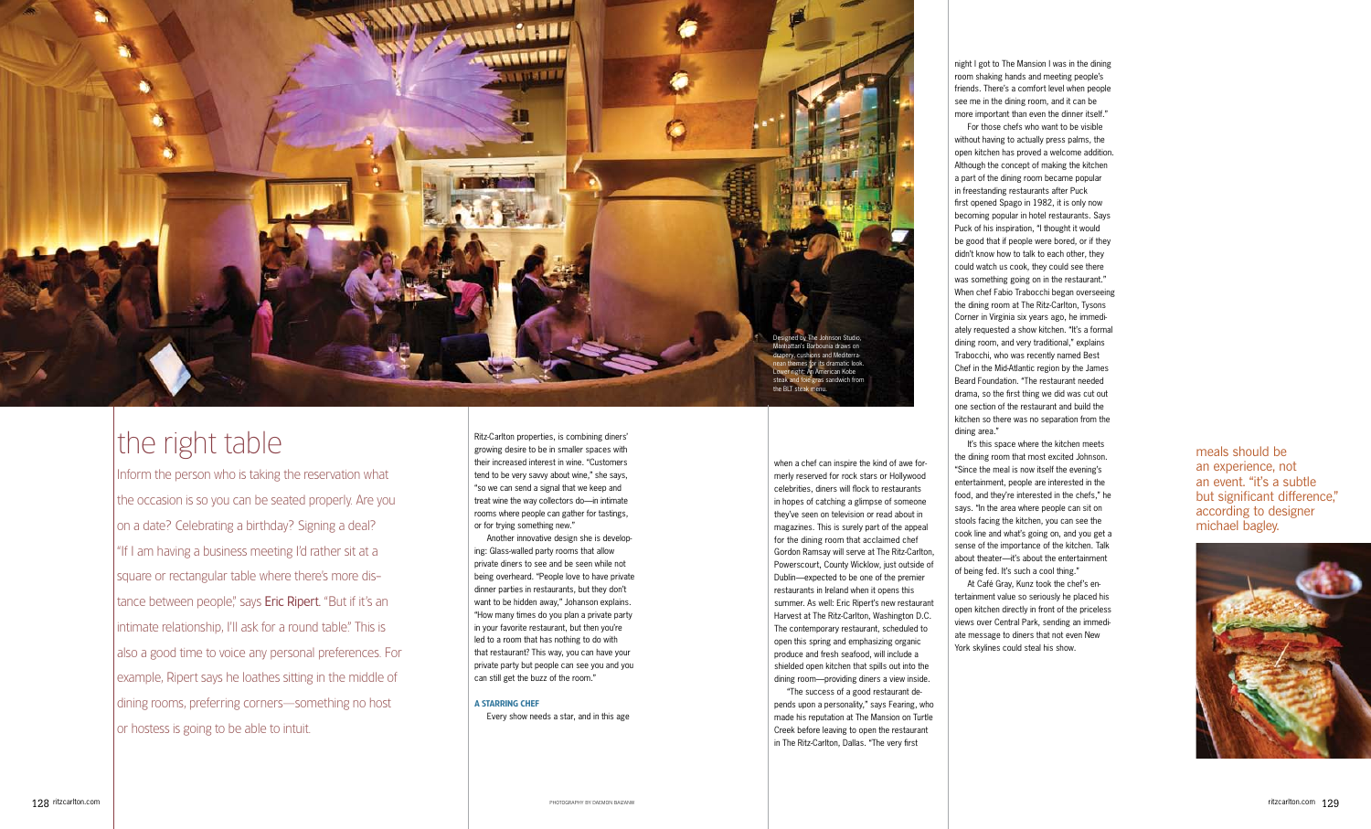Designed by The Johnson Studio, Manhattan's Barbounia draws on drapery, cushions and Mediterranean themes for its dramatic look. Lower right: An American Kobe steak and foie gras sandwich from the BLT steak menu.

## the right table

Inform the person who is taking the reservation what the occasion is so you can be seated properly. Are you on a date? Celebrating a birthday? Signing a deal? "If I am having a business meeting I'd rather sit at a square or rectangular table where there's more distance between people," says **Eric Ripert**. "But if it's an intimate relationship, I'll ask for a round table." This is also a good time to voice any personal preferences. For example, Ripert says he loathes sitting in the middle of dining rooms, preferring corners—something no host or hostess is going to be able to intuit.

Ritz-Carlton properties, is combining diners' growing desire to be in smaller spaces with their increased interest in wine. "Customers tend to be very savvy about wine," she says, "so we can send a signal that we keep and treat wine the way collectors do—in intimate rooms where people can gather for tastings, or for trying something new."

Another innovative design she is developing: Glass-walled party rooms that allow private diners to see and be seen while not being overheard. "People love to have private dinner parties in restaurants, but they don't want to be hidden away," Johanson explains. "How many times do you plan a private party in your favorite restaurant, but then you're led to a room that has nothing to do with that restaurant? This way, you can have your private party but people can see you and you can still get the buzz of the room."

### A STARRING CHEF

Every show needs a star, and in this age when a chef can inspire the kind of awe formerly reserved for rock stars or Hollywood celebrities, diners will flock to restaurants in hopes of catching a glimpse of someone they've seen on television or read about in magazines. This is surely part of the appeal for the dining room that acclaimed chef Gordon Ramsay will serve at The Ritz-Carlton, Powerscourt, County Wicklow, just outside of Dublin—expected to be one of the premier restaurants in Ireland when it opens this summer. As well: Eric Ripert's new restaurant Harvest at The Ritz-Carlton, Washington D.C. The contemporary restaurant, scheduled to open this spring and emphasizing organic produce and fresh seafood, will include a shielded open kitchen that spills out into the dining room—providing diners a view inside.

"The success of a good restaurant depends upon a personality," says Fearing, who made his reputation at The Mansion on Turtle Creek before leaving to open the restaurant in The Ritz-Carlton, Dallas. "The very first night I got to The Mansion I was in the dining room shaking hands and meeting people's friends. There's a comfort level when people see me in the dining room, and it can be more important than even the dinner itself."

For those chefs who want to be visible without having to actually press palms, the open kitchen has proved a welcome addition. Although the concept of making the kitchen a part of the dining room became popular in freestanding restaurants after Puck first opened Spago in 1982, it is only now becoming popular in hotel restaurants. Says Puck of his inspiration, "I thought it would be good that if people were bored, or if they didn't know how to talk to each other, they could watch us cook, they could see there was something going on in the restaurant." When chef Fabio Trabocchi began overseeing the dining room at The Ritz-Carlton, Tysons Corner in Virginia six years ago, he immediately requested a show kitchen. "It's a formal dining room, and very traditional," explains Trabocchi, who was recently named Best Chef in the Mid-Atlantic region by the James Beard Foundation. "The restaurant needed drama, so the first thing we did was cut out one section of the restaurant and build the kitchen so there was no separation from the dining area."

It's this space where the kitchen meets the dining room that most excited Johnson. "Since the meal is now itself the evening's entertainment, people are interested in the food, and they're interested in the chefs," he says. "In the area where people can sit on stools facing the kitchen, you can see the cook line and what's going on, and you get a sense of the importance of the kitchen. Talk about theater—it's about the entertainment of being fed. It's such a cool thing."

At Café Gray, Kunz took the chef's entertainment value so seriously he placed his open kitchen directly in front of the priceless views over Central Park, sending an immediate message to diners that not even New York skylines could steal his show.

meals should be an experience, not an event. "it's a subtle but significant difference," according to designer michael bagley.

PHOTOGRAPHY BY DAEMON BAIZAN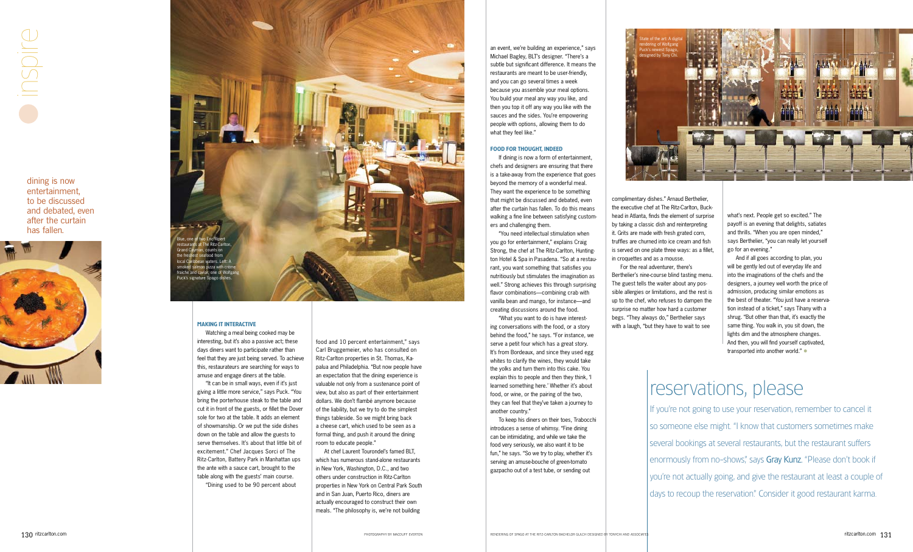inspire

dining is now entertainment, to be discussed and debated, even after the curtain has fallen.

Blue, one of two Eric Ripert restaurants at The Ritz-Carlton, Grand Cayman, counts on the freshest seafood from local Caribbean waters. Left: A smoked salmon pizza with crème fraîche and caviar, one of Wolfgang Puck's signature Spago dishes.

### MAKING IT INTERACTIVE

Watching a meal being cooked may be interesting, but it's also a passive act; these days diners want to participate rather than feel that they are just being served. To achieve this, restaurateurs are searching for ways to amuse and engage diners at the table.

"It can be in small ways, even if it's just giving a little more service," says Puck. "You bring the porterhouse steak to the table and cut it in front of the guests, or fillet the Dover sole for two at the table. It adds an element of showmanship. Or we put the side dishes down on the table and allow the guests to serve themselves. It's about that little bit of excitement." Chef Jacques Sorci of The Ritz-Carlton, Battery Park in Manhattan ups the ante with a sauce cart, brought to the table along with the guests' main course.

"Dining used to be 90 percent about food and 10 percent entertainment," says Carl Bruggemeier, who has consulted on Ritz-Carlton properties in St. Thomas, Kapalua and Philadelphia. "But now people have an expectation that the dining experience is valuable not only from a sustenance point of view, but also as part of their entertainment dollars. We don't flambé anymore because of the liability, but we try to do the simplest things tableside. So we might bring back a cheese cart, which used to be seen as a formal thing, and push it around the dining room to educate people."

At chef Laurent Tourondel's famed BLT, which has numerous stand-alone restaurants in New York, Washington, D.C., and two others under construction in Ritz-Carlton properties in New York on Central Park South and in San Juan, Puerto Rico, diners are actually encouraged to construct their own meals. "The philosophy is, we're not building an event, we're building an experience," says Michael Bagley, BLT's designer. "There's a subtle but significant difference. It means the restaurants are meant to be user-friendly, and you can go several times a week because you assemble your meal options. You build your meal any way you like, and then you top it off any way you like with the sauces and the sides. You're empowering people with options, allowing them to do what they feel like."

### FOOD FOR THOUGHT, INDEED

If dining is now a form of entertainment, chefs and designers are ensuring that there is a take-away from the experience that goes beyond the memory of a wonderful meal. They want the experience to be something that might be discussed and debated, even after the curtain has fallen. To do this means walking a fine line between satisfying customers and challenging them.

"You need intellectual stimulation when you go for entertainment," explains Craig Strong, the chef at The Ritz-Carlton, Huntington Hotel & Spa in Pasadena. "So at a restaurant, you want something that satisfies you nutritiously but stimulates the imagination as well." Strong achieves this through surprising flavor combinations—combining crab with vanilla bean and mango, for instance—and creating discussions around the food.

"What you want to do is have interesting conversations with the food, or a story behind the food," he says. "For instance, we serve a petit four which has a great story. It's from Bordeaux, and since they used egg whites to clarify the wines, they would take the yolks and turn them into this cake. You explain this to people and then they think, 'I learned something here.' Whether it's about food, or wine, or the pairing of the two, they can feel that they've taken a journey to another country."

To keep his diners on their toes, Trabocchi introduces a sense of whimsy. "Fine dining can be intimidating, and while we take the food very seriously, we also want it to be fun," he says. "So we try to be playful, whether it's serving an amuse-bouche of green-tomato gazpacho out of a test tube, or sending out complimentary dishes." Arnaud Berthelier, the executive chef at The Ritz-Carlton, Buckhead in Atlanta, finds the element of surprise by taking a classic dish and reinterpreting it. Grits are made with fresh grated corn, truffles are churned into ice cream and fish is served on one plate three ways: as a fillet, in croquettes and as a mousse.

For the real adventurer, there's Berthelier's nine-course blind tasting menu. The guest tells the waiter about any possible allergies or limitations, and the rest is up to the chef, who refuses to dampen the surprise no matter how hard a customer begs. "They always do," Berthelier says with a laugh, "but they have to wait to see what's next. People get so excited." The payoff is an evening that delights, satiates and thrills. "When you are open minded," says Berthelier, "you can really let yourself go for an evening."

And if all goes according to plan, you will be gently led out of everyday life and into the imaginations of the chefs and the designers, a journey well worth the price of admission, producing similar emotions as the best of theater. "You just have a reservation instead of a ticket," says Tihany with a shrug. "But other than that, it's exactly the same thing. You walk in, you sit down, the lights dim and the atmosphere changes. And then, you will find yourself captivated, transported into another world."

State of the art: A digital rendering of Wolfgang Puck's newest Spago, designed by Tony Chi.

## reservations, please

If you're not going to use your reservation, remember to cancel it so someone else might. "I know that customers sometimes make several bookings at several restaurants, but the restaurant suffers enormously from no-shows," says **Gray Kunz**. "Please don't book if you're not actually going, and give the restaurant at least a couple of days to recoup the reservation." Consider it good restaurant karma.

PHOTOGRAPHY BY MACDUFF EVERTON

RENDERING OF SPAGO AT THE RITZ-CARLTON BACHELOR GULCH DESIGNED BY TONYCHI AND ASSOCIATES